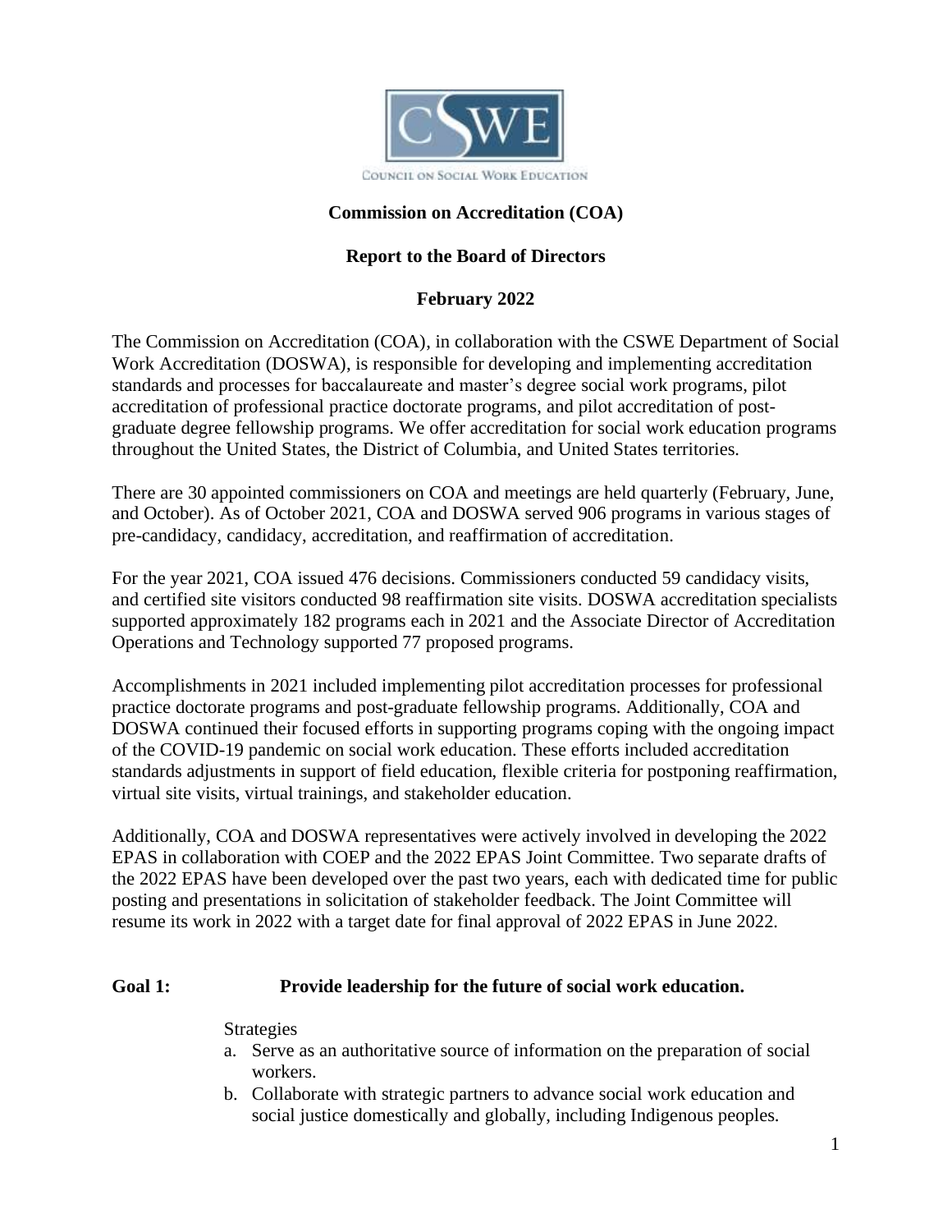CSWE

COUNCIL ON SOCIAL WORK EDUCATION

**Commission on Accreditation (COA)**

**Report to the Board of Directors**

**February 2022**

The Commission on Accreditation (COA), in collaboration with the CSWE Department of Social Work Accreditation (DOSWA), is responsible for developing and implementing accreditation standards and processes for baccalaureate and master's degree social work programs, pilot accreditation of professional practice doctorate programs, and pilot accreditation of post-graduate degree fellowship programs. We offer accreditation for social work education programs throughout the United States, the District of Columbia, and United States territories.

There are 30 appointed commissioners on COA and meetings are held quarterly (February, June, and October). As of October 2021, COA and DOSWA served 906 programs in various stages of pre-candidacy, candidacy, accreditation, and reaffirmation of accreditation.

For the year 2021, COA issued 476 decisions. Commissioners conducted 59 candidacy visits, and certified site visitors conducted 98 reaffirmation site visits. DOSWA accreditation specialists supported approximately 182 programs each in 2021 and the Associate Director of Accreditation Operations and Technology supported 77 proposed programs.

Accomplishments in 2021 included implementing pilot accreditation processes for professional practice doctorate programs and post-graduate fellowship programs. Additionally, COA and DOSWA continued their focused efforts in supporting programs coping with the ongoing impact of the COVID-19 pandemic on social work education. These efforts included accreditation standards adjustments in support of field education, flexible criteria for postponing reaffirmation, virtual site visits, virtual trainings, and stakeholder education.

Additionally, COA and DOSWA representatives were actively involved in developing the 2022 EPAS in collaboration with COEP and the 2022 EPAS Joint Committee. Two separate drafts of the 2022 EPAS have been developed over the past two years, each with dedicated time for public posting and presentations in solicitation of stakeholder feedback. The Joint Committee will resume its work in 2022 with a target date for final approval of 2022 EPAS in June 2022.

**Goal 1: Provide leadership for the future of social work education.**

Strategies

a. Serve as an authoritative source of information on the preparation of social workers.
b. Collaborate with strategic partners to advance social work education and social justice domestically and globally, including Indigenous peoples.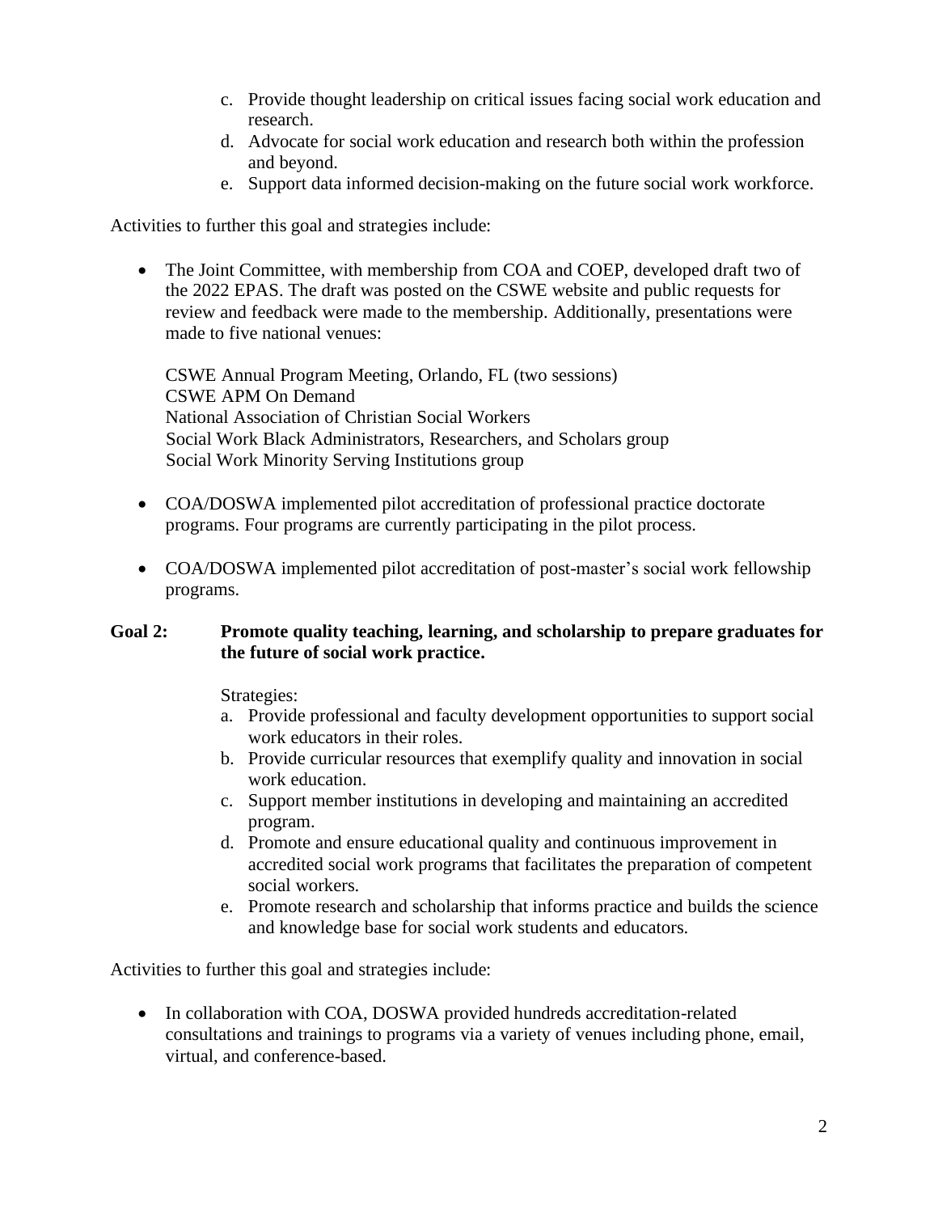c. Provide thought leadership on critical issues facing social work education and research.
d. Advocate for social work education and research both within the profession and beyond.
e. Support data informed decision-making on the future social work workforce.

Activities to further this goal and strategies include:

- The Joint Committee, with membership from COA and COEP, developed draft two of the 2022 EPAS. The draft was posted on the CSWE website and public requests for review and feedback were made to the membership. Additionally, presentations were made to five national venues:

  CSWE Annual Program Meeting, Orlando, FL (two sessions)
  CSWE APM On Demand
  National Association of Christian Social Workers
  Social Work Black Administrators, Researchers, and Scholars group
  Social Work Minority Serving Institutions group

- COA/DOSWA implemented pilot accreditation of professional practice doctorate programs. Four programs are currently participating in the pilot process.

- COA/DOSWA implemented pilot accreditation of post-master's social work fellowship programs.

**Goal 2: Promote quality teaching, learning, and scholarship to prepare graduates for the future of social work practice.**

Strategies:

a. Provide professional and faculty development opportunities to support social work educators in their roles.
b. Provide curricular resources that exemplify quality and innovation in social work education.
c. Support member institutions in developing and maintaining an accredited program.
d. Promote and ensure educational quality and continuous improvement in accredited social work programs that facilitates the preparation of competent social workers.
e. Promote research and scholarship that informs practice and builds the science and knowledge base for social work students and educators.

Activities to further this goal and strategies include:

- In collaboration with COA, DOSWA provided hundreds accreditation-related consultations and trainings to programs via a variety of venues including phone, email, virtual, and conference-based.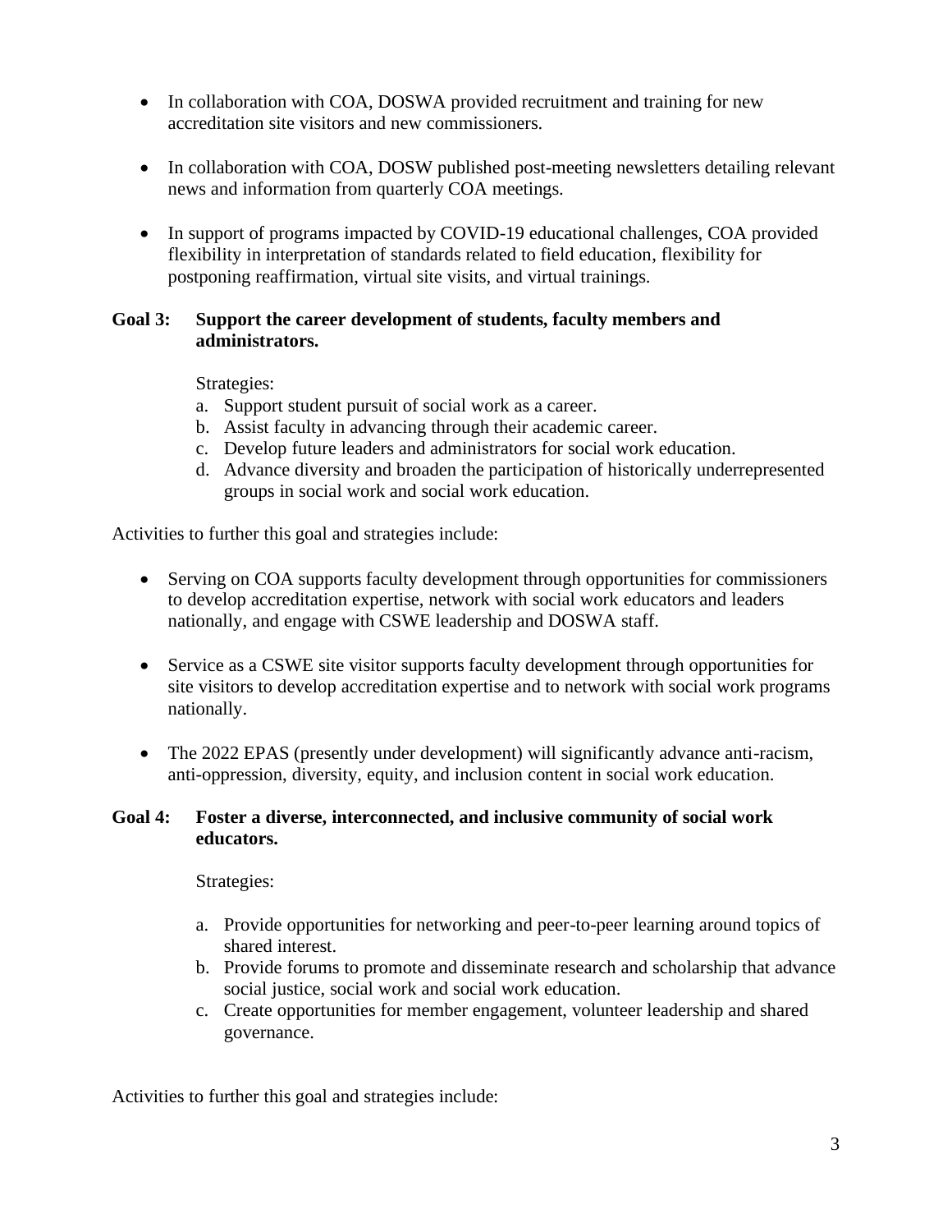- In collaboration with COA, DOSWA provided recruitment and training for new accreditation site visitors and new commissioners.

- In collaboration with COA, DOSW published post-meeting newsletters detailing relevant news and information from quarterly COA meetings.

- In support of programs impacted by COVID-19 educational challenges, COA provided flexibility in interpretation of standards related to field education, flexibility for postponing reaffirmation, virtual site visits, and virtual trainings.

**Goal 3: Support the career development of students, faculty members and administrators.**

Strategies:

a. Support student pursuit of social work as a career.
b. Assist faculty in advancing through their academic career.
c. Develop future leaders and administrators for social work education.
d. Advance diversity and broaden the participation of historically underrepresented groups in social work and social work education.

Activities to further this goal and strategies include:

- Serving on COA supports faculty development through opportunities for commissioners to develop accreditation expertise, network with social work educators and leaders nationally, and engage with CSWE leadership and DOSWA staff.

- Service as a CSWE site visitor supports faculty development through opportunities for site visitors to develop accreditation expertise and to network with social work programs nationally.

- The 2022 EPAS (presently under development) will significantly advance anti-racism, anti-oppression, diversity, equity, and inclusion content in social work education.

**Goal 4: Foster a diverse, interconnected, and inclusive community of social work educators.**

Strategies:

a. Provide opportunities for networking and peer-to-peer learning around topics of shared interest.
b. Provide forums to promote and disseminate research and scholarship that advance social justice, social work and social work education.
c. Create opportunities for member engagement, volunteer leadership and shared governance.

Activities to further this goal and strategies include: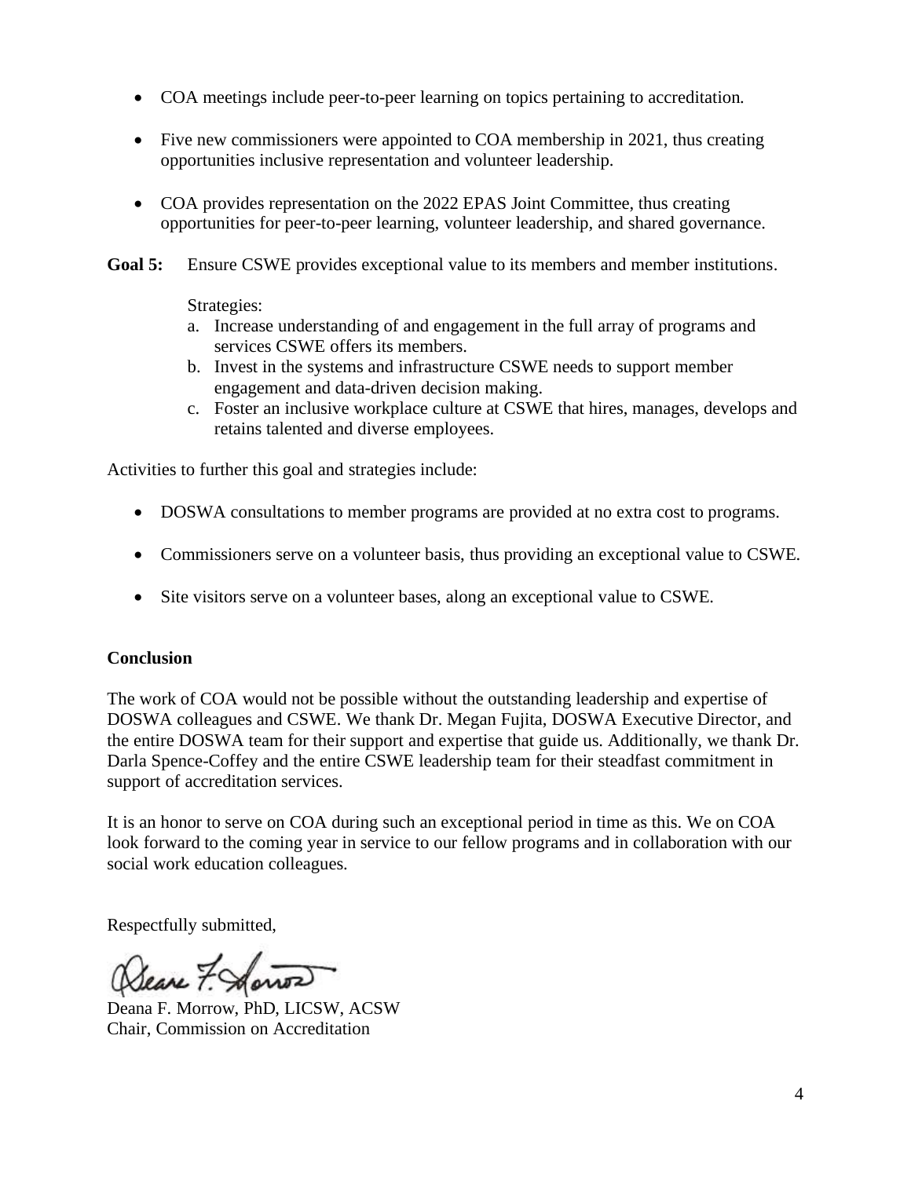- COA meetings include peer-to-peer learning on topics pertaining to accreditation.
- Five new commissioners were appointed to COA membership in 2021, thus creating opportunities inclusive representation and volunteer leadership.
- COA provides representation on the 2022 EPAS Joint Committee, thus creating opportunities for peer-to-peer learning, volunteer leadership, and shared governance.

**Goal 5:** Ensure CSWE provides exceptional value to its members and member institutions.

Strategies:

a. Increase understanding of and engagement in the full array of programs and services CSWE offers its members.
b. Invest in the systems and infrastructure CSWE needs to support member engagement and data-driven decision making.
c. Foster an inclusive workplace culture at CSWE that hires, manages, develops and retains talented and diverse employees.

Activities to further this goal and strategies include:

- DOSWA consultations to member programs are provided at no extra cost to programs.
- Commissioners serve on a volunteer basis, thus providing an exceptional value to CSWE.
- Site visitors serve on a volunteer bases, along an exceptional value to CSWE.

**Conclusion**

The work of COA would not be possible without the outstanding leadership and expertise of DOSWA colleagues and CSWE. We thank Dr. Megan Fujita, DOSWA Executive Director, and the entire DOSWA team for their support and expertise that guide us. Additionally, we thank Dr. Darla Spence-Coffey and the entire CSWE leadership team for their steadfast commitment in support of accreditation services.

It is an honor to serve on COA during such an exceptional period in time as this. We on COA look forward to the coming year in service to our fellow programs and in collaboration with our social work education colleagues.

Respectfully submitted,

Deana F. Morrow, PhD, LICSW, ACSW
Chair, Commission on Accreditation